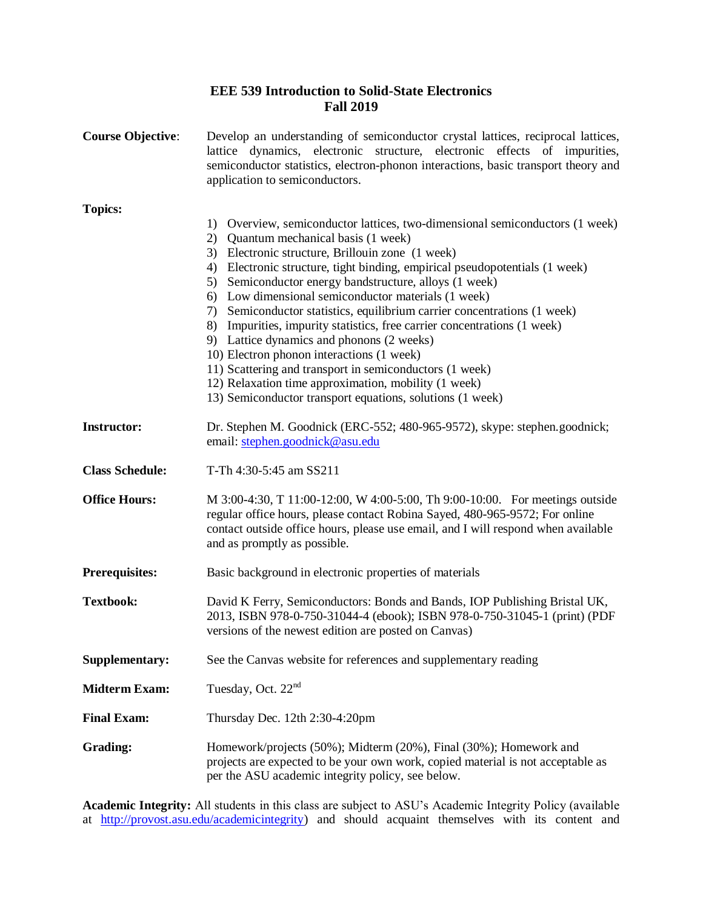# EEE 539 Introduction to Solid-State Electronics
## Fall 2019

**Course Objective**: Develop an understanding of semiconductor crystal lattices, reciprocal lattices, lattice dynamics, electronic structure, electronic effects of impurities, semiconductor statistics, electron-phonon interactions, basic transport theory and application to semiconductors.

**Topics:**

1) Overview, semiconductor lattices, two-dimensional semiconductors (1 week)
2) Quantum mechanical basis (1 week)
3) Electronic structure, Brillouin zone (1 week)
4) Electronic structure, tight binding, empirical pseudopotentials (1 week)
5) Semiconductor energy bandstructure, alloys (1 week)
6) Low dimensional semiconductor materials (1 week)
7) Semiconductor statistics, equilibrium carrier concentrations (1 week)
8) Impurities, impurity statistics, free carrier concentrations (1 week)
9) Lattice dynamics and phonons (2 weeks)
10) Electron phonon interactions (1 week)
11) Scattering and transport in semiconductors (1 week)
12) Relaxation time approximation, mobility (1 week)
13) Semiconductor transport equations, solutions (1 week)

**Instructor:** Dr. Stephen M. Goodnick (ERC-552; 480-965-9572), skype: stephen.goodnick; email: stephen.goodnick@asu.edu

**Class Schedule:** T-Th 4:30-5:45 am SS211

**Office Hours:** M 3:00-4:30, T 11:00-12:00, W 4:00-5:00, Th 9:00-10:00. For meetings outside regular office hours, please contact Robina Sayed, 480-965-9572; For online contact outside office hours, please use email, and I will respond when available and as promptly as possible.

**Prerequisites:** Basic background in electronic properties of materials

**Textbook:** David K Ferry, Semiconductors: Bonds and Bands, IOP Publishing Bristal UK, 2013, ISBN 978-0-750-31044-4 (ebook); ISBN 978-0-750-31045-1 (print) (PDF versions of the newest edition are posted on Canvas)

**Supplementary:** See the Canvas website for references and supplementary reading

**Midterm Exam:** Tuesday, Oct. 22nd

**Final Exam:** Thursday Dec. 12th 2:30-4:20pm

**Grading:** Homework/projects (50%); Midterm (20%), Final (30%); Homework and projects are expected to be your own work, copied material is not acceptable as per the ASU academic integrity policy, see below.

**Academic Integrity:** All students in this class are subject to ASU's Academic Integrity Policy (available at http://provost.asu.edu/academicintegrity) and should acquaint themselves with its content and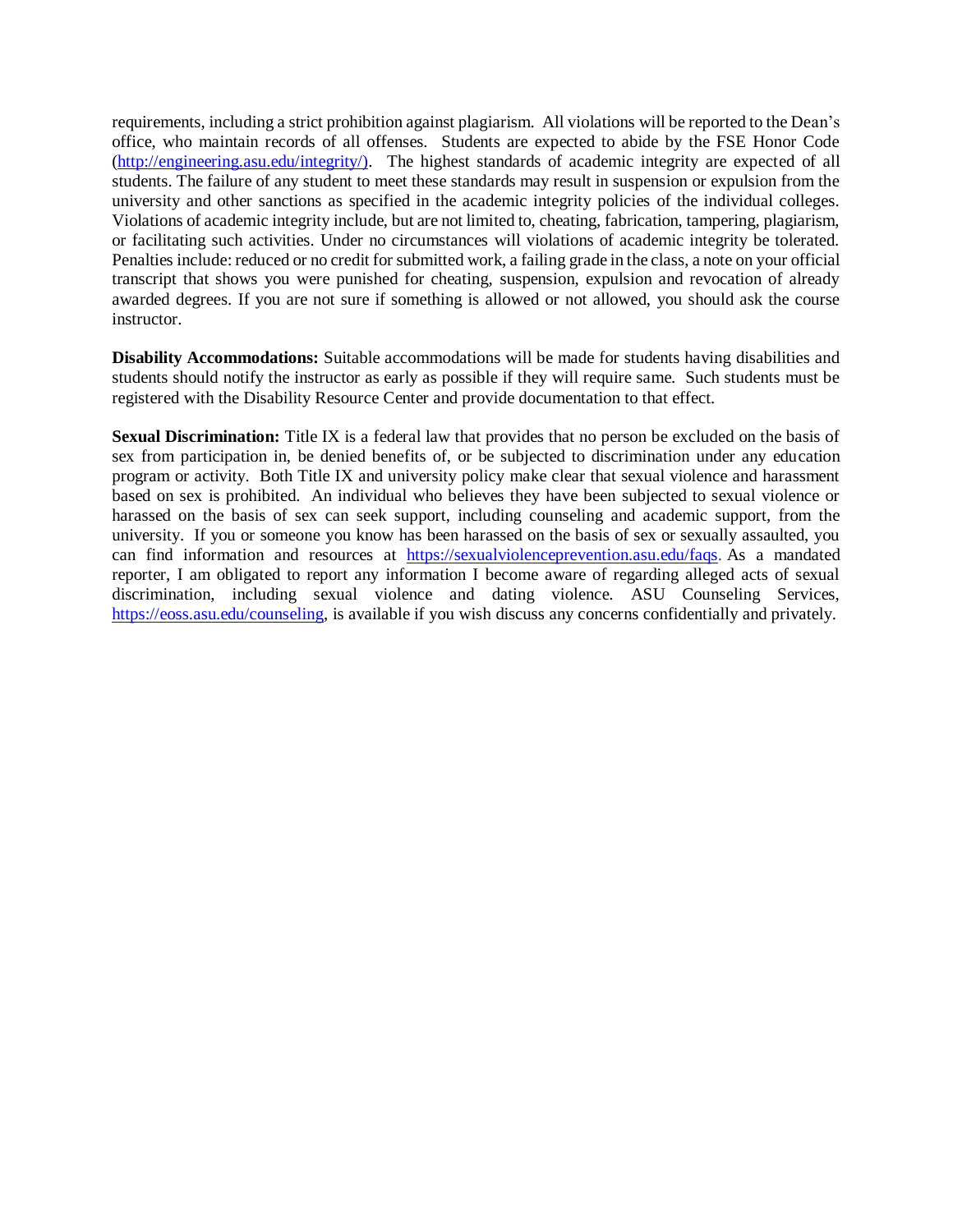requirements, including a strict prohibition against plagiarism. All violations will be reported to the Dean's office, who maintain records of all offenses. Students are expected to abide by the FSE Honor Code (http://engineering.asu.edu/integrity/). The highest standards of academic integrity are expected of all students. The failure of any student to meet these standards may result in suspension or expulsion from the university and other sanctions as specified in the academic integrity policies of the individual colleges. Violations of academic integrity include, but are not limited to, cheating, fabrication, tampering, plagiarism, or facilitating such activities. Under no circumstances will violations of academic integrity be tolerated. Penalties include: reduced or no credit for submitted work, a failing grade in the class, a note on your official transcript that shows you were punished for cheating, suspension, expulsion and revocation of already awarded degrees. If you are not sure if something is allowed or not allowed, you should ask the course instructor.

**Disability Accommodations:** Suitable accommodations will be made for students having disabilities and students should notify the instructor as early as possible if they will require same. Such students must be registered with the Disability Resource Center and provide documentation to that effect.

**Sexual Discrimination:** Title IX is a federal law that provides that no person be excluded on the basis of sex from participation in, be denied benefits of, or be subjected to discrimination under any education program or activity. Both Title IX and university policy make clear that sexual violence and harassment based on sex is prohibited. An individual who believes they have been subjected to sexual violence or harassed on the basis of sex can seek support, including counseling and academic support, from the university. If you or someone you know has been harassed on the basis of sex or sexually assaulted, you can find information and resources at https://sexualviolenceprevention.asu.edu/faqs. As a mandated reporter, I am obligated to report any information I become aware of regarding alleged acts of sexual discrimination, including sexual violence and dating violence. ASU Counseling Services, https://eoss.asu.edu/counseling, is available if you wish discuss any concerns confidentially and privately.